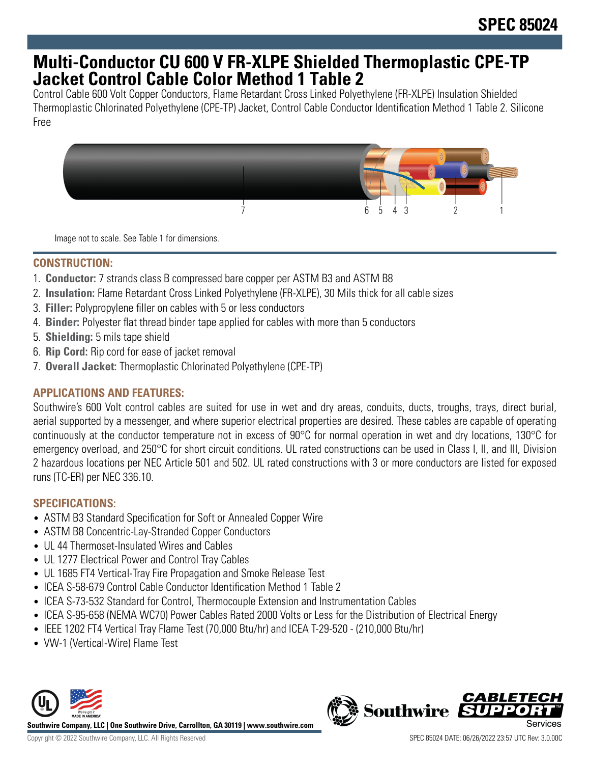# SPEC 85024

# Multi-Conductor CU 600 V FR-XLPE Shielded Thermoplastic CPE-TP Jacket Control Cable Color Method 1 Table 2

Control Cable 600 Volt Copper Conductors, Flame Retardant Cross Linked Polyethylene (FR-XLPE) Insulation Shielded Thermoplastic Chlorinated Polyethylene (CPE-TP) Jacket, Control Cable Conductor Identification Method 1 Table 2. Silicone Free

Image not to scale. See Table 1 for dimensions.

## CONSTRUCTION:

1. **Conductor:** 7 strands class B compressed bare copper per ASTM B3 and ASTM B8
2. **Insulation:** Flame Retardant Cross Linked Polyethylene (FR-XLPE), 30 Mils thick for all cable sizes
3. **Filler:** Polypropylene filler on cables with 5 or less conductors
4. **Binder:** Polyester flat thread binder tape applied for cables with more than 5 conductors
5. **Shielding:** 5 mils tape shield
6. **Rip Cord:** Rip cord for ease of jacket removal
7. **Overall Jacket:** Thermoplastic Chlorinated Polyethylene (CPE-TP)

## APPLICATIONS AND FEATURES:

Southwire's 600 Volt control cables are suited for use in wet and dry areas, conduits, ducts, troughs, trays, direct burial, aerial supported by a messenger, and where superior electrical properties are desired. These cables are capable of operating continuously at the conductor temperature not in excess of 90°C for normal operation in wet and dry locations, 130°C for emergency overload, and 250°C for short circuit conditions. UL rated constructions can be used in Class I, II, and III, Division 2 hazardous locations per NEC Article 501 and 502. UL rated constructions with 3 or more conductors are listed for exposed runs (TC-ER) per NEC 336.10.

## SPECIFICATIONS:

- ASTM B3 Standard Specification for Soft or Annealed Copper Wire
- ASTM B8 Concentric-Lay-Stranded Copper Conductors
- UL 44 Thermoset-Insulated Wires and Cables
- UL 1277 Electrical Power and Control Tray Cables
- UL 1685 FT4 Vertical-Tray Fire Propagation and Smoke Release Test
- ICEA S-58-679 Control Cable Conductor Identification Method 1 Table 2
- ICEA S-73-532 Standard for Control, Thermocouple Extension and Instrumentation Cables
- ICEA S-95-658 (NEMA WC70) Power Cables Rated 2000 Volts or Less for the Distribution of Electrical Energy
- IEEE 1202 FT4 Vertical Tray Flame Test (70,000 Btu/hr) and ICEA T-29-520 - (210,000 Btu/hr)
- VW-1 (Vertical-Wire) Flame Test

Southwire Company, LLC | One Southwire Drive, Carrollton, GA 30119 | www.southwire.com

Copyright © 2022 Southwire Company, LLC. All Rights Reserved

SPEC 85024 DATE: 06/26/2022 23:57 UTC Rev: 3.0.00C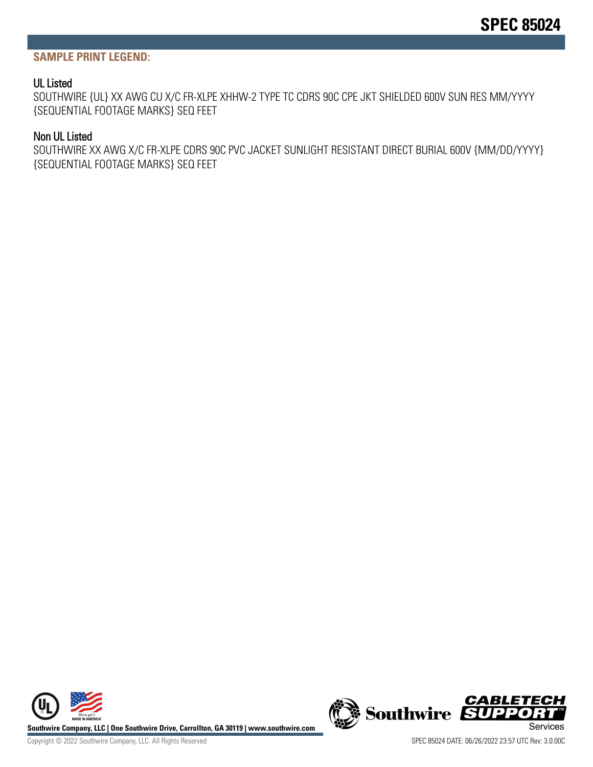## SAMPLE PRINT LEGEND:

### UL Listed

SOUTHWIRE {UL} XX AWG CU X/C FR-XLPE XHHW-2 TYPE TC CDRS 90C CPE JKT SHIELDED 600V SUN RES MM/YYYY {SEQUENTIAL FOOTAGE MARKS} SEQ FEET

### Non UL Listed

SOUTHWIRE XX AWG X/C FR-XLPE CDRS 90C PVC JACKET SUNLIGHT RESISTANT DIRECT BURIAL 600V {MM/DD/YYYY} {SEQUENTIAL FOOTAGE MARKS} SEQ FEET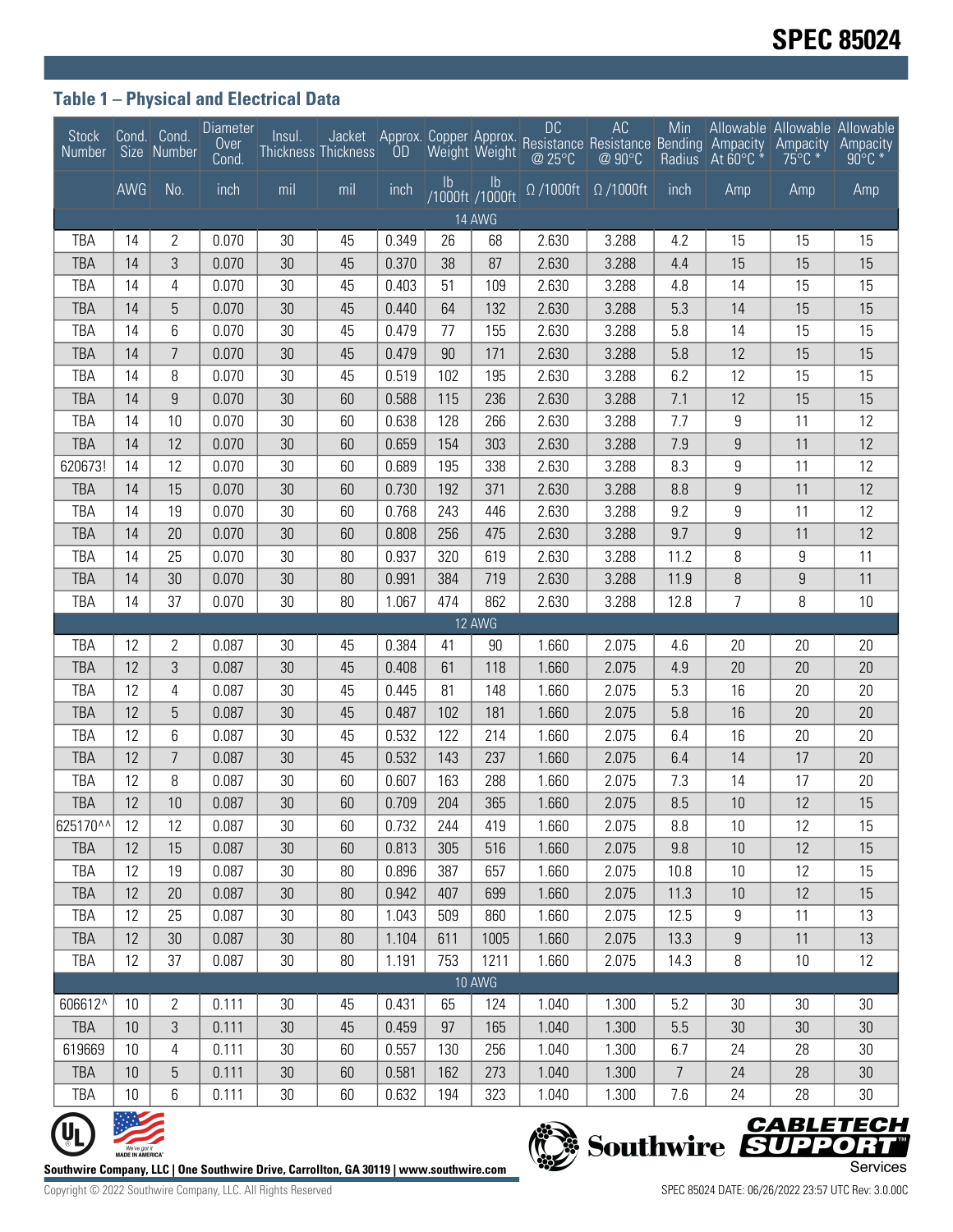## Table 1 – Physical and Electrical Data

| Stock Number | Cond. Size | Cond. Number | Diameter Over Cond. | Insul. Thickness | Jacket Thickness | Approx. OD | Copper Weight | Approx. Weight | DC Resistance @ 25°C | AC Resistance @ 90°C | Min Bending Radius | Allowable Ampacity At 60°C * | Allowable Ampacity 75°C * | Allowable Ampacity 90°C * |
|---|---|---|---|---|---|---|---|---|---|---|---|---|---|---|
| | AWG | No. | inch | mil | mil | inch | lb /1000ft | lb /1000ft | Ω /1000ft | Ω /1000ft | inch | Amp | Amp | Amp |
| 14 AWG | | | | | | | | | | | | | | |
| TBA | 14 | 2 | 0.070 | 30 | 45 | 0.349 | 26 | 68 | 2.630 | 3.288 | 4.2 | 15 | 15 | 15 |
| TBA | 14 | 3 | 0.070 | 30 | 45 | 0.370 | 38 | 87 | 2.630 | 3.288 | 4.4 | 15 | 15 | 15 |
| TBA | 14 | 4 | 0.070 | 30 | 45 | 0.403 | 51 | 109 | 2.630 | 3.288 | 4.8 | 14 | 15 | 15 |
| TBA | 14 | 5 | 0.070 | 30 | 45 | 0.440 | 64 | 132 | 2.630 | 3.288 | 5.3 | 14 | 15 | 15 |
| TBA | 14 | 6 | 0.070 | 30 | 45 | 0.479 | 77 | 155 | 2.630 | 3.288 | 5.8 | 14 | 15 | 15 |
| TBA | 14 | 7 | 0.070 | 30 | 45 | 0.479 | 90 | 171 | 2.630 | 3.288 | 5.8 | 12 | 15 | 15 |
| TBA | 14 | 8 | 0.070 | 30 | 45 | 0.519 | 102 | 195 | 2.630 | 3.288 | 6.2 | 12 | 15 | 15 |
| TBA | 14 | 9 | 0.070 | 30 | 60 | 0.588 | 115 | 236 | 2.630 | 3.288 | 7.1 | 12 | 15 | 15 |
| TBA | 14 | 10 | 0.070 | 30 | 60 | 0.638 | 128 | 266 | 2.630 | 3.288 | 7.7 | 9 | 11 | 12 |
| TBA | 14 | 12 | 0.070 | 30 | 60 | 0.659 | 154 | 303 | 2.630 | 3.288 | 7.9 | 9 | 11 | 12 |
| 620673! | 14 | 12 | 0.070 | 30 | 60 | 0.689 | 195 | 338 | 2.630 | 3.288 | 8.3 | 9 | 11 | 12 |
| TBA | 14 | 15 | 0.070 | 30 | 60 | 0.730 | 192 | 371 | 2.630 | 3.288 | 8.8 | 9 | 11 | 12 |
| TBA | 14 | 19 | 0.070 | 30 | 60 | 0.768 | 243 | 446 | 2.630 | 3.288 | 9.2 | 9 | 11 | 12 |
| TBA | 14 | 20 | 0.070 | 30 | 60 | 0.808 | 256 | 475 | 2.630 | 3.288 | 9.7 | 9 | 11 | 12 |
| TBA | 14 | 25 | 0.070 | 30 | 80 | 0.937 | 320 | 619 | 2.630 | 3.288 | 11.2 | 8 | 9 | 11 |
| TBA | 14 | 30 | 0.070 | 30 | 80 | 0.991 | 384 | 719 | 2.630 | 3.288 | 11.9 | 8 | 9 | 11 |
| TBA | 14 | 37 | 0.070 | 30 | 80 | 1.067 | 474 | 862 | 2.630 | 3.288 | 12.8 | 7 | 8 | 10 |
| 12 AWG | | | | | | | | | | | | | | |
| TBA | 12 | 2 | 0.087 | 30 | 45 | 0.384 | 41 | 90 | 1.660 | 2.075 | 4.6 | 20 | 20 | 20 |
| TBA | 12 | 3 | 0.087 | 30 | 45 | 0.408 | 61 | 118 | 1.660 | 2.075 | 4.9 | 20 | 20 | 20 |
| TBA | 12 | 4 | 0.087 | 30 | 45 | 0.445 | 81 | 148 | 1.660 | 2.075 | 5.3 | 16 | 20 | 20 |
| TBA | 12 | 5 | 0.087 | 30 | 45 | 0.487 | 102 | 181 | 1.660 | 2.075 | 5.8 | 16 | 20 | 20 |
| TBA | 12 | 6 | 0.087 | 30 | 45 | 0.532 | 122 | 214 | 1.660 | 2.075 | 6.4 | 16 | 20 | 20 |
| TBA | 12 | 7 | 0.087 | 30 | 45 | 0.532 | 143 | 237 | 1.660 | 2.075 | 6.4 | 14 | 17 | 20 |
| TBA | 12 | 8 | 0.087 | 30 | 60 | 0.607 | 163 | 288 | 1.660 | 2.075 | 7.3 | 14 | 17 | 20 |
| TBA | 12 | 10 | 0.087 | 30 | 60 | 0.709 | 204 | 365 | 1.660 | 2.075 | 8.5 | 10 | 12 | 15 |
| 625170^^ | 12 | 12 | 0.087 | 30 | 60 | 0.732 | 244 | 419 | 1.660 | 2.075 | 8.8 | 10 | 12 | 15 |
| TBA | 12 | 15 | 0.087 | 30 | 60 | 0.813 | 305 | 516 | 1.660 | 2.075 | 9.8 | 10 | 12 | 15 |
| TBA | 12 | 19 | 0.087 | 30 | 80 | 0.896 | 387 | 657 | 1.660 | 2.075 | 10.8 | 10 | 12 | 15 |
| TBA | 12 | 20 | 0.087 | 30 | 80 | 0.942 | 407 | 699 | 1.660 | 2.075 | 11.3 | 10 | 12 | 15 |
| TBA | 12 | 25 | 0.087 | 30 | 80 | 1.043 | 509 | 860 | 1.660 | 2.075 | 12.5 | 9 | 11 | 13 |
| TBA | 12 | 30 | 0.087 | 30 | 80 | 1.104 | 611 | 1005 | 1.660 | 2.075 | 13.3 | 9 | 11 | 13 |
| TBA | 12 | 37 | 0.087 | 30 | 80 | 1.191 | 753 | 1211 | 1.660 | 2.075 | 14.3 | 8 | 10 | 12 |
| 10 AWG | | | | | | | | | | | | | | |
| 606612^ | 10 | 2 | 0.111 | 30 | 45 | 0.431 | 65 | 124 | 1.040 | 1.300 | 5.2 | 30 | 30 | 30 |
| TBA | 10 | 3 | 0.111 | 30 | 45 | 0.459 | 97 | 165 | 1.040 | 1.300 | 5.5 | 30 | 30 | 30 |
| 619669 | 10 | 4 | 0.111 | 30 | 60 | 0.557 | 130 | 256 | 1.040 | 1.300 | 6.7 | 24 | 28 | 30 |
| TBA | 10 | 5 | 0.111 | 30 | 60 | 0.581 | 162 | 273 | 1.040 | 1.300 | 7 | 24 | 28 | 30 |
| TBA | 10 | 6 | 0.111 | 30 | 60 | 0.632 | 194 | 323 | 1.040 | 1.300 | 7.6 | 24 | 28 | 30 |

Southwire Company, LLC | One Southwire Drive, Carrollton, GA 30119 | www.southwire.com

Copyright © 2022 Southwire Company, LLC. All Rights Reserved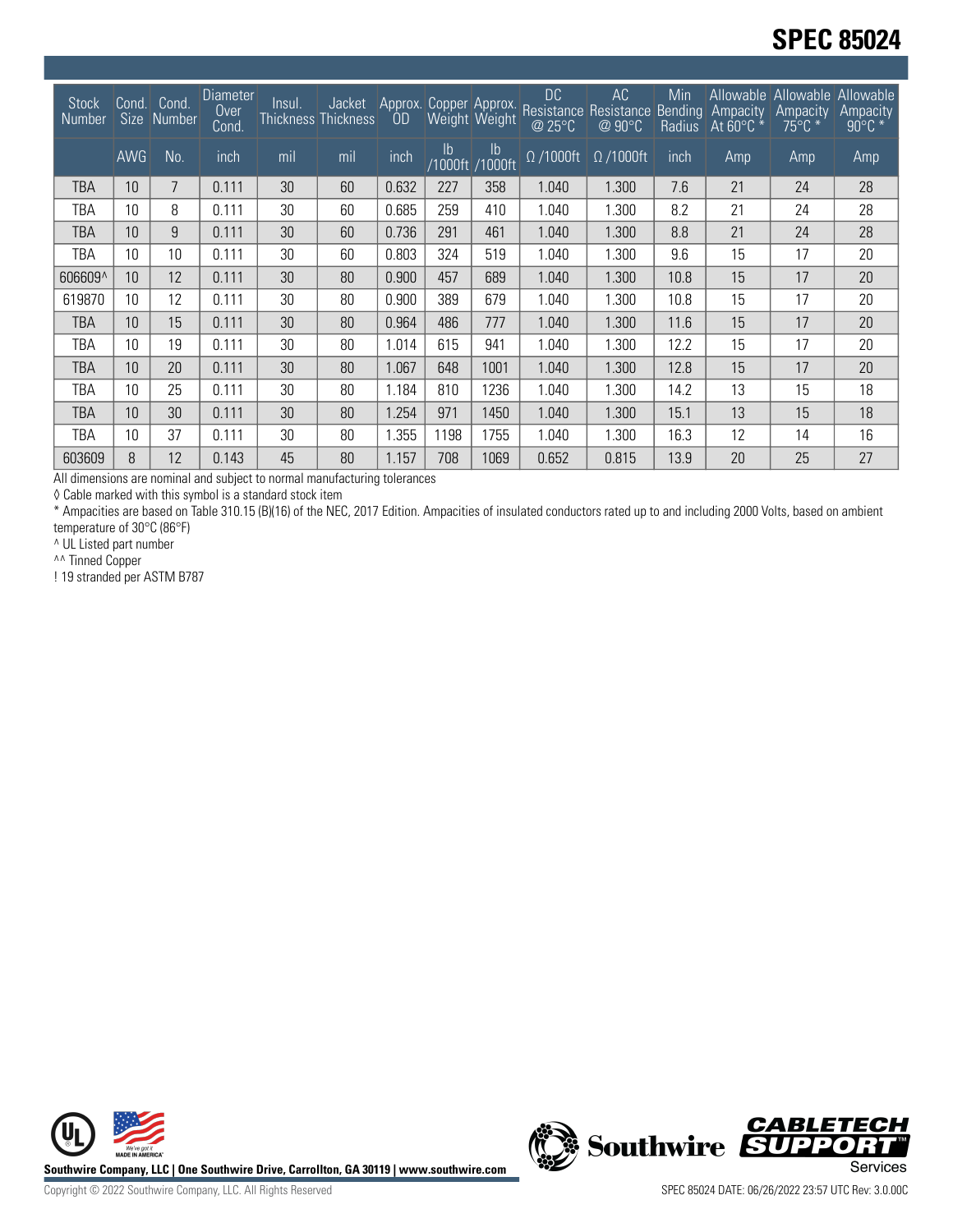# SPEC 85024

| Stock Number | Cond. Size | Cond. Number | Diameter Over Cond. | Insul. Thickness | Jacket Thickness | Approx. OD | Copper Weight | Approx. Weight | DC Resistance @ 25°C | AC Resistance @ 90°C | Min Bending Radius | Allowable Ampacity At 60°C * | Allowable Ampacity 75°C * | Allowable Ampacity 90°C * |
|---|---|---|---|---|---|---|---|---|---|---|---|---|---|---|
| | AWG | No. | inch | mil | mil | inch | lb /1000ft | lb /1000ft | Ω /1000ft | Ω /1000ft | inch | Amp | Amp | Amp |
| TBA | 10 | 7 | 0.111 | 30 | 60 | 0.632 | 227 | 358 | 1.040 | 1.300 | 7.6 | 21 | 24 | 28 |
| TBA | 10 | 8 | 0.111 | 30 | 60 | 0.685 | 259 | 410 | 1.040 | 1.300 | 8.2 | 21 | 24 | 28 |
| TBA | 10 | 9 | 0.111 | 30 | 60 | 0.736 | 291 | 461 | 1.040 | 1.300 | 8.8 | 21 | 24 | 28 |
| TBA | 10 | 10 | 0.111 | 30 | 60 | 0.803 | 324 | 519 | 1.040 | 1.300 | 9.6 | 15 | 17 | 20 |
| 606609^ | 10 | 12 | 0.111 | 30 | 80 | 0.900 | 457 | 689 | 1.040 | 1.300 | 10.8 | 15 | 17 | 20 |
| 619870 | 10 | 12 | 0.111 | 30 | 80 | 0.900 | 389 | 679 | 1.040 | 1.300 | 10.8 | 15 | 17 | 20 |
| TBA | 10 | 15 | 0.111 | 30 | 80 | 0.964 | 486 | 777 | 1.040 | 1.300 | 11.6 | 15 | 17 | 20 |
| TBA | 10 | 19 | 0.111 | 30 | 80 | 1.014 | 615 | 941 | 1.040 | 1.300 | 12.2 | 15 | 17 | 20 |
| TBA | 10 | 20 | 0.111 | 30 | 80 | 1.067 | 648 | 1001 | 1.040 | 1.300 | 12.8 | 15 | 17 | 20 |
| TBA | 10 | 25 | 0.111 | 30 | 80 | 1.184 | 810 | 1236 | 1.040 | 1.300 | 14.2 | 13 | 15 | 18 |
| TBA | 10 | 30 | 0.111 | 30 | 80 | 1.254 | 971 | 1450 | 1.040 | 1.300 | 15.1 | 13 | 15 | 18 |
| TBA | 10 | 37 | 0.111 | 30 | 80 | 1.355 | 1198 | 1755 | 1.040 | 1.300 | 16.3 | 12 | 14 | 16 |
| 603609 | 8 | 12 | 0.143 | 45 | 80 | 1.157 | 708 | 1069 | 0.652 | 0.815 | 13.9 | 20 | 25 | 27 |

All dimensions are nominal and subject to normal manufacturing tolerances

◊ Cable marked with this symbol is a standard stock item

* Ampacities are based on Table 310.15 (B)(16) of the NEC, 2017 Edition. Ampacities of insulated conductors rated up to and including 2000 Volts, based on ambient temperature of 30°C (86°F)

^ UL Listed part number

^^ Tinned Copper

! 19 stranded per ASTM B787

Southwire Company, LLC | One Southwire Drive, Carrollton, GA 30119 | www.southwire.com

Copyright © 2022 Southwire Company, LLC. All Rights Reserved

SPEC 85024 DATE: 06/26/2022 23:57 UTC Rev: 3.0.00C